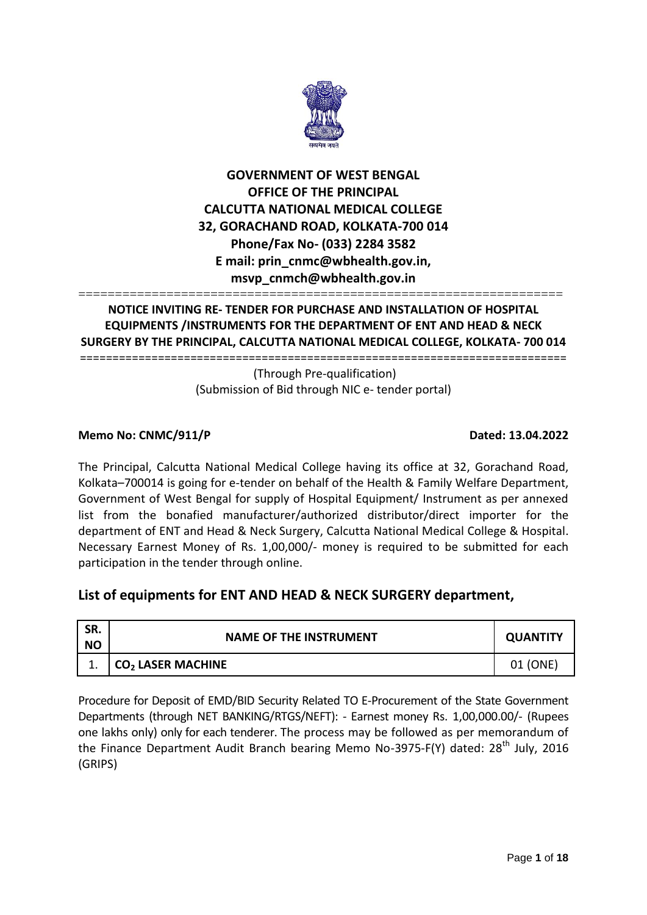# GOVERNMENT OF WEST BENGAL
## OFFICE OF THE PRINCIPAL
## CALCUTTA NATIONAL MEDICAL COLLEGE
## 32, GORACHAND ROAD, KOLKATA-700 014
**Phone/Fax No- (033) 2284 3582**
**E mail: prin_cnmc@wbhealth.gov.in, msvp_cnmch@wbhealth.gov.in**

---

**NOTICE INVITING RE- TENDER FOR PURCHASE AND INSTALLATION OF HOSPITAL EQUIPMENTS /INSTRUMENTS FOR THE DEPARTMENT OF ENT AND HEAD & NECK SURGERY BY THE PRINCIPAL, CALCUTTA NATIONAL MEDICAL COLLEGE, KOLKATA- 700 014**

---

(Through Pre-qualification)
(Submission of Bid through NIC e- tender portal)

**Memo No: CNMC/911/P** **Dated: 13.04.2022**

The Principal, Calcutta National Medical College having its office at 32, Gorachand Road, Kolkata–700014 is going for e-tender on behalf of the Health & Family Welfare Department, Government of West Bengal for supply of Hospital Equipment/ Instrument as per annexed list from the bonafied manufacturer/authorized distributor/direct importer for the department of ENT and Head & Neck Surgery, Calcutta National Medical College & Hospital. Necessary Earnest Money of Rs. 1,00,000/- money is required to be submitted for each participation in the tender through online.

## List of equipments for ENT AND HEAD & NECK SURGERY department,

| SR. NO | NAME OF THE INSTRUMENT | QUANTITY |
|---|---|---|
| 1. | $CO_2$ LASER MACHINE | 01 (ONE) |

Procedure for Deposit of EMD/BID Security Related TO E-Procurement of the State Government Departments (through NET BANKING/RTGS/NEFT): - Earnest money Rs. 1,00,000.00/- (Rupees one lakhs only) only for each tenderer. The process may be followed as per memorandum of the Finance Department Audit Branch bearing Memo No-3975-F(Y) dated: 28th July, 2016 (GRIPS)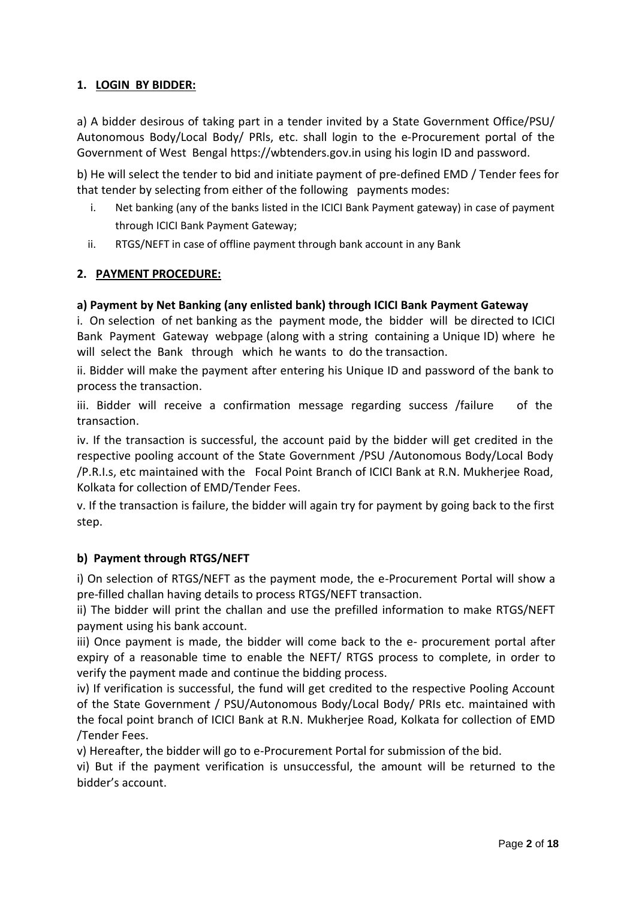## 1. LOGIN BY BIDDER:

a) A bidder desirous of taking part in a tender invited by a State Government Office/PSU/ Autonomous Body/Local Body/ PRIs, etc. shall login to the e-Procurement portal of the Government of West Bengal https://wbtenders.gov.in using his login ID and password.

b) He will select the tender to bid and initiate payment of pre-defined EMD / Tender fees for that tender by selecting from either of the following payments modes:

i. Net banking (any of the banks listed in the ICICI Bank Payment gateway) in case of payment through ICICI Bank Payment Gateway;

ii. RTGS/NEFT in case of offline payment through bank account in any Bank

## 2. PAYMENT PROCEDURE:

**a) Payment by Net Banking (any enlisted bank) through ICICI Bank Payment Gateway**

i. On selection of net banking as the payment mode, the bidder will be directed to ICICI Bank Payment Gateway webpage (along with a string containing a Unique ID) where he will select the Bank through which he wants to do the transaction.

ii. Bidder will make the payment after entering his Unique ID and password of the bank to process the transaction.

iii. Bidder will receive a confirmation message regarding success /failure of the transaction.

iv. If the transaction is successful, the account paid by the bidder will get credited in the respective pooling account of the State Government /PSU /Autonomous Body/Local Body /P.R.I.s, etc maintained with the Focal Point Branch of ICICI Bank at R.N. Mukherjee Road, Kolkata for collection of EMD/Tender Fees.

v. If the transaction is failure, the bidder will again try for payment by going back to the first step.

**b) Payment through RTGS/NEFT**

i) On selection of RTGS/NEFT as the payment mode, the e-Procurement Portal will show a pre-filled challan having details to process RTGS/NEFT transaction.

ii) The bidder will print the challan and use the prefilled information to make RTGS/NEFT payment using his bank account.

iii) Once payment is made, the bidder will come back to the e- procurement portal after expiry of a reasonable time to enable the NEFT/ RTGS process to complete, in order to verify the payment made and continue the bidding process.

iv) If verification is successful, the fund will get credited to the respective Pooling Account of the State Government / PSU/Autonomous Body/Local Body/ PRIs etc. maintained with the focal point branch of ICICI Bank at R.N. Mukherjee Road, Kolkata for collection of EMD /Tender Fees.

v) Hereafter, the bidder will go to e-Procurement Portal for submission of the bid.

vi) But if the payment verification is unsuccessful, the amount will be returned to the bidder's account.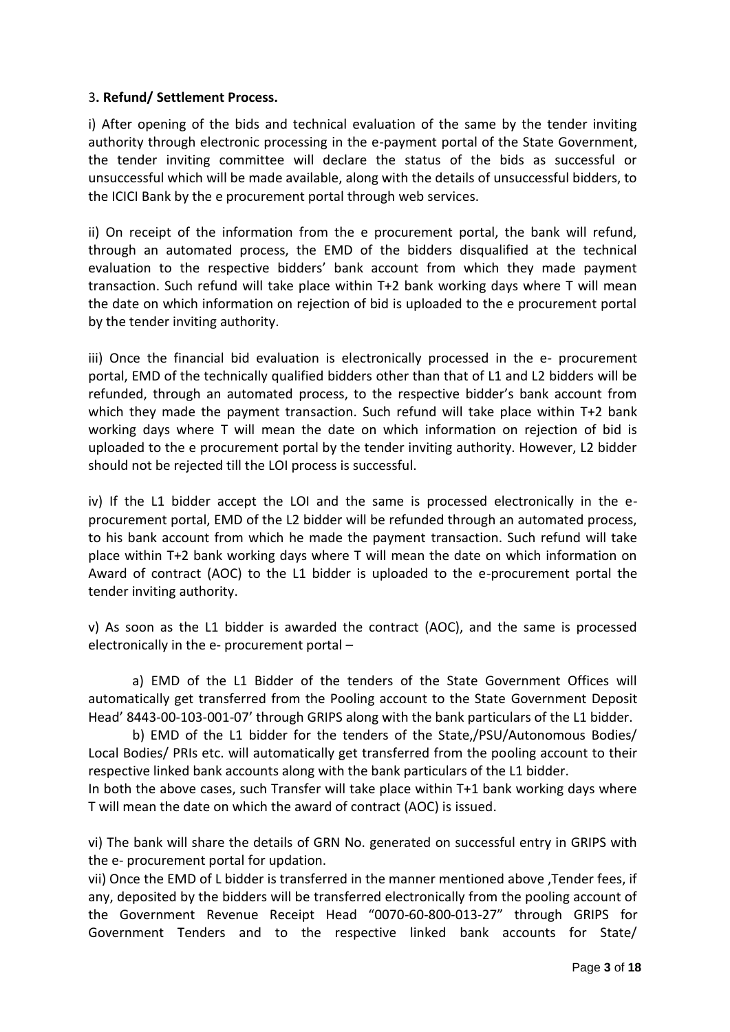### 3. Refund/ Settlement Process.

i) After opening of the bids and technical evaluation of the same by the tender inviting authority through electronic processing in the e-payment portal of the State Government, the tender inviting committee will declare the status of the bids as successful or unsuccessful which will be made available, along with the details of unsuccessful bidders, to the ICICI Bank by the e procurement portal through web services.

ii) On receipt of the information from the e procurement portal, the bank will refund, through an automated process, the EMD of the bidders disqualified at the technical evaluation to the respective bidders' bank account from which they made payment transaction. Such refund will take place within T+2 bank working days where T will mean the date on which information on rejection of bid is uploaded to the e procurement portal by the tender inviting authority.

iii) Once the financial bid evaluation is electronically processed in the e- procurement portal, EMD of the technically qualified bidders other than that of L1 and L2 bidders will be refunded, through an automated process, to the respective bidder's bank account from which they made the payment transaction. Such refund will take place within T+2 bank working days where T will mean the date on which information on rejection of bid is uploaded to the e procurement portal by the tender inviting authority. However, L2 bidder should not be rejected till the LOI process is successful.

iv) If the L1 bidder accept the LOI and the same is processed electronically in the e-procurement portal, EMD of the L2 bidder will be refunded through an automated process, to his bank account from which he made the payment transaction. Such refund will take place within T+2 bank working days where T will mean the date on which information on Award of contract (AOC) to the L1 bidder is uploaded to the e-procurement portal the tender inviting authority.

v) As soon as the L1 bidder is awarded the contract (AOC), and the same is processed electronically in the e- procurement portal –

a) EMD of the L1 Bidder of the tenders of the State Government Offices will automatically get transferred from the Pooling account to the State Government Deposit Head' 8443-00-103-001-07' through GRIPS along with the bank particulars of the L1 bidder.

b) EMD of the L1 bidder for the tenders of the State,/PSU/Autonomous Bodies/ Local Bodies/ PRIs etc. will automatically get transferred from the pooling account to their respective linked bank accounts along with the bank particulars of the L1 bidder.

In both the above cases, such Transfer will take place within T+1 bank working days where T will mean the date on which the award of contract (AOC) is issued.

vi) The bank will share the details of GRN No. generated on successful entry in GRIPS with the e- procurement portal for updation.

vii) Once the EMD of L bidder is transferred in the manner mentioned above ,Tender fees, if any, deposited by the bidders will be transferred electronically from the pooling account of the Government Revenue Receipt Head "0070-60-800-013-27" through GRIPS for Government Tenders and to the respective linked bank accounts for State/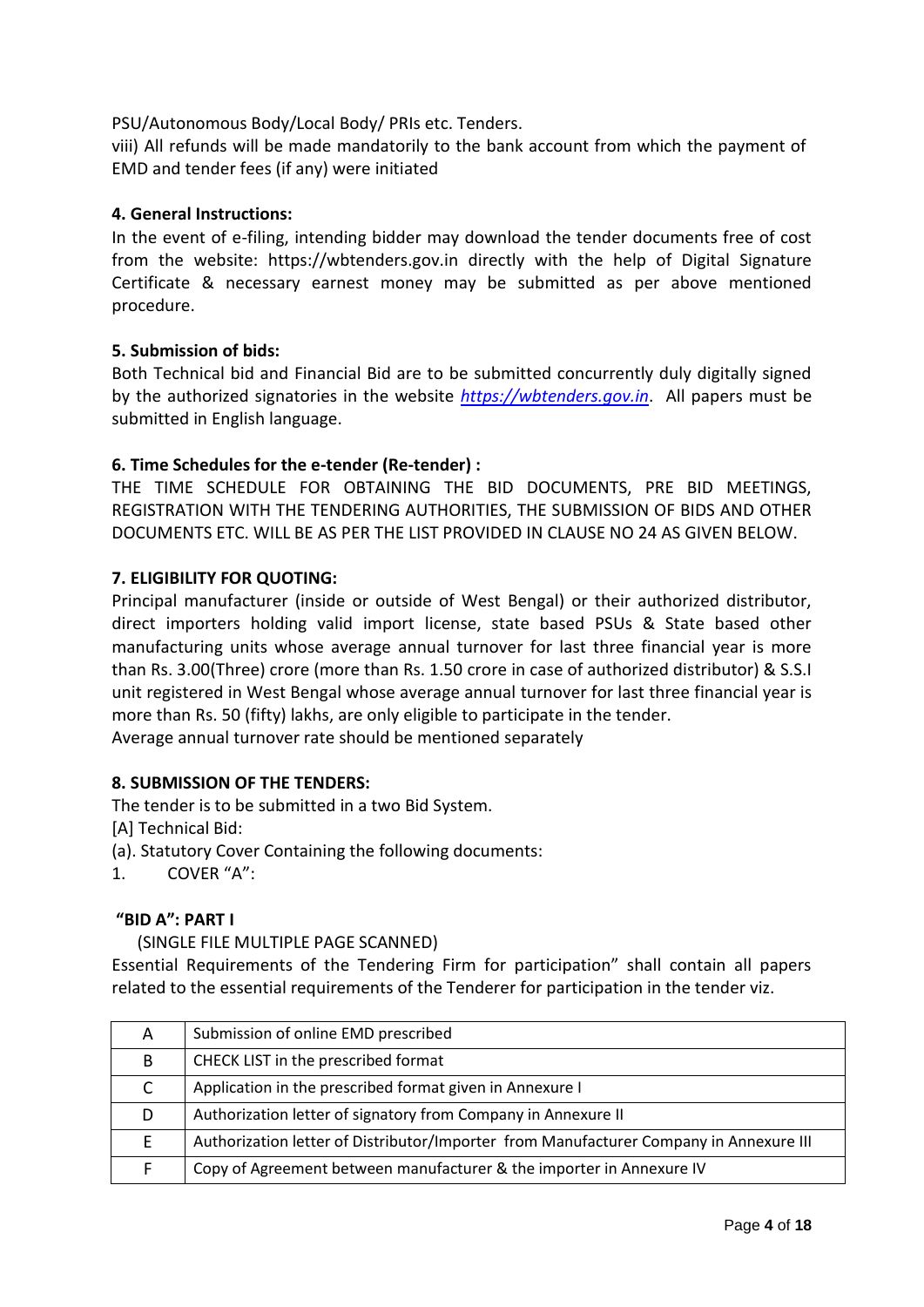PSU/Autonomous Body/Local Body/ PRIs etc. Tenders.

viii) All refunds will be made mandatorily to the bank account from which the payment of EMD and tender fees (if any) were initiated

**4. General Instructions:**

In the event of e-filing, intending bidder may download the tender documents free of cost from the website: https://wbtenders.gov.in directly with the help of Digital Signature Certificate & necessary earnest money may be submitted as per above mentioned procedure.

**5. Submission of bids:**

Both Technical bid and Financial Bid are to be submitted concurrently duly digitally signed by the authorized signatories in the website *https://wbtenders.gov.in*. All papers must be submitted in English language.

**6. Time Schedules for the e-tender (Re-tender) :**

THE TIME SCHEDULE FOR OBTAINING THE BID DOCUMENTS, PRE BID MEETINGS, REGISTRATION WITH THE TENDERING AUTHORITIES, THE SUBMISSION OF BIDS AND OTHER DOCUMENTS ETC. WILL BE AS PER THE LIST PROVIDED IN CLAUSE NO 24 AS GIVEN BELOW.

**7. ELIGIBILITY FOR QUOTING:**

Principal manufacturer (inside or outside of West Bengal) or their authorized distributor, direct importers holding valid import license, state based PSUs & State based other manufacturing units whose average annual turnover for last three financial year is more than Rs. 3.00(Three) crore (more than Rs. 1.50 crore in case of authorized distributor) & S.S.I unit registered in West Bengal whose average annual turnover for last three financial year is more than Rs. 50 (fifty) lakhs, are only eligible to participate in the tender.

Average annual turnover rate should be mentioned separately

**8. SUBMISSION OF THE TENDERS:**

The tender is to be submitted in a two Bid System.

[A] Technical Bid:

(a). Statutory Cover Containing the following documents:

1. COVER "A":

**"BID A": PART I**

(SINGLE FILE MULTIPLE PAGE SCANNED)

Essential Requirements of the Tendering Firm for participation" shall contain all papers related to the essential requirements of the Tenderer for participation in the tender viz.

| | |
|---|---|
| A | Submission of online EMD prescribed |
| B | CHECK LIST in the prescribed format |
| C | Application in the prescribed format given in Annexure I |
| D | Authorization letter of signatory from Company in Annexure II |
| E | Authorization letter of Distributor/Importer from Manufacturer Company in Annexure III |
| F | Copy of Agreement between manufacturer & the importer in Annexure IV |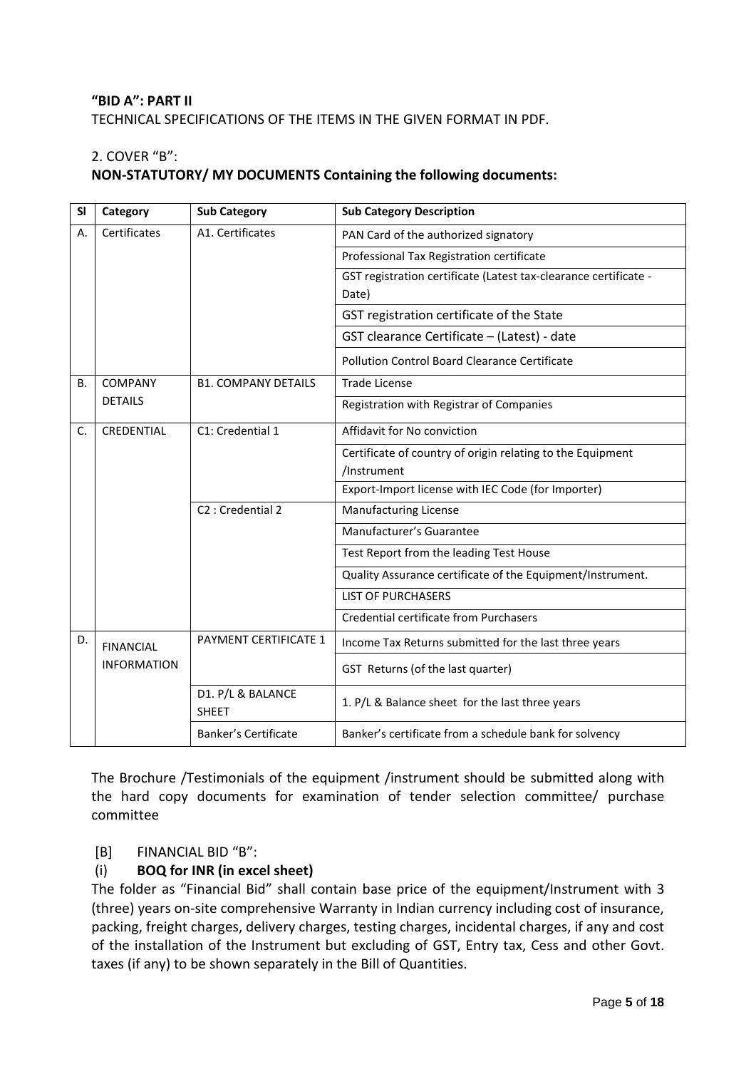**"BID A": PART II**

TECHNICAL SPECIFICATIONS OF THE ITEMS IN THE GIVEN FORMAT IN PDF.

2. COVER "B":

**NON-STATUTORY/ MY DOCUMENTS Containing the following documents:**

| Sl | Category | Sub Category | Sub Category Description |
|---|---|---|---|
| A. | Certificates | A1. Certificates | PAN Card of the authorized signatory |
| | | | Professional Tax Registration certificate |
| | | | GST registration certificate (Latest tax-clearance certificate - Date) |
| | | | GST registration certificate of the State |
| | | | GST clearance Certificate – (Latest) - date |
| | | | Pollution Control Board Clearance Certificate |
| B. | COMPANY DETAILS | B1. COMPANY DETAILS | Trade License |
| | | | Registration with Registrar of Companies |
| C. | CREDENTIAL | C1: Credential 1 | Affidavit for No conviction |
| | | | Certificate of country of origin relating to the Equipment /Instrument |
| | | | Export-Import license with IEC Code (for Importer) |
| | | C2 : Credential 2 | Manufacturing License |
| | | | Manufacturer's Guarantee |
| | | | Test Report from the leading Test House |
| | | | Quality Assurance certificate of the Equipment/Instrument. |
| | | | LIST OF PURCHASERS |
| | | | Credential certificate from Purchasers |
| D. | FINANCIAL INFORMATION | PAYMENT CERTIFICATE 1 | Income Tax Returns submitted for the last three years |
| | | | GST Returns (of the last quarter) |
| | | D1. P/L & BALANCE SHEET | 1. P/L & Balance sheet for the last three years |
| | | Banker's Certificate | Banker's certificate from a schedule bank for solvency |

The Brochure /Testimonials of the equipment /instrument should be submitted along with the hard copy documents for examination of tender selection committee/ purchase committee

[B] FINANCIAL BID "B":

(i) **BOQ for INR (in excel sheet)**

The folder as "Financial Bid" shall contain base price of the equipment/Instrument with 3 (three) years on-site comprehensive Warranty in Indian currency including cost of insurance, packing, freight charges, delivery charges, testing charges, incidental charges, if any and cost of the installation of the Instrument but excluding of GST, Entry tax, Cess and other Govt. taxes (if any) to be shown separately in the Bill of Quantities.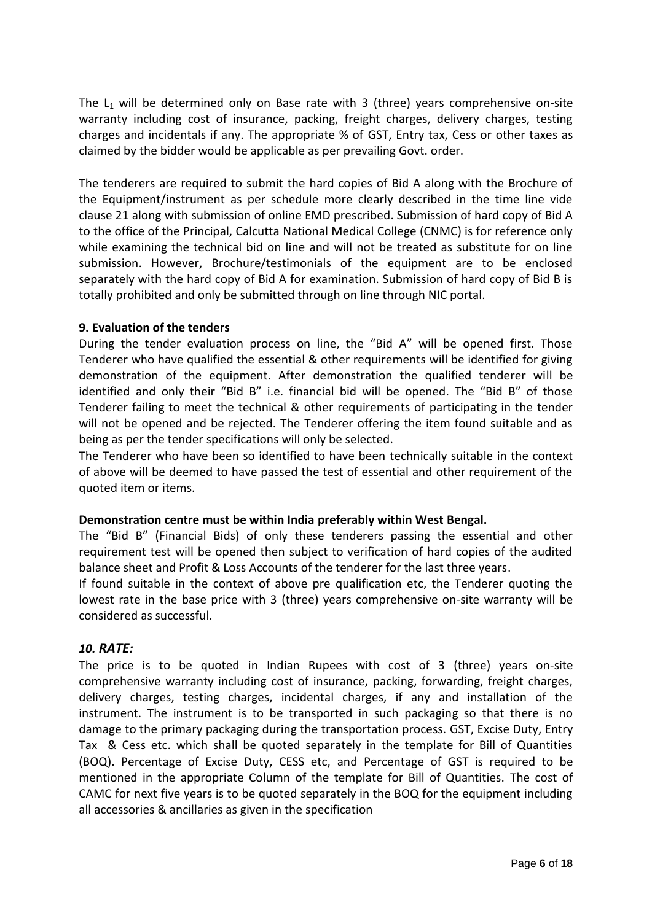The $L_1$ will be determined only on Base rate with 3 (three) years comprehensive on-site warranty including cost of insurance, packing, freight charges, delivery charges, testing charges and incidentals if any. The appropriate % of GST, Entry tax, Cess or other taxes as claimed by the bidder would be applicable as per prevailing Govt. order.

The tenderers are required to submit the hard copies of Bid A along with the Brochure of the Equipment/instrument as per schedule more clearly described in the time line vide clause 21 along with submission of online EMD prescribed. Submission of hard copy of Bid A to the office of the Principal, Calcutta National Medical College (CNMC) is for reference only while examining the technical bid on line and will not be treated as substitute for on line submission. However, Brochure/testimonials of the equipment are to be enclosed separately with the hard copy of Bid A for examination. Submission of hard copy of Bid B is totally prohibited and only be submitted through on line through NIC portal.

**9. Evaluation of the tenders**

During the tender evaluation process on line, the "Bid A" will be opened first. Those Tenderer who have qualified the essential & other requirements will be identified for giving demonstration of the equipment. After demonstration the qualified tenderer will be identified and only their "Bid B" i.e. financial bid will be opened. The "Bid B" of those Tenderer failing to meet the technical & other requirements of participating in the tender will not be opened and be rejected. The Tenderer offering the item found suitable and as being as per the tender specifications will only be selected.

The Tenderer who have been so identified to have been technically suitable in the context of above will be deemed to have passed the test of essential and other requirement of the quoted item or items.

**Demonstration centre must be within India preferably within West Bengal.**

The "Bid B" (Financial Bids) of only these tenderers passing the essential and other requirement test will be opened then subject to verification of hard copies of the audited balance sheet and Profit & Loss Accounts of the tenderer for the last three years.

If found suitable in the context of above pre qualification etc, the Tenderer quoting the lowest rate in the base price with 3 (three) years comprehensive on-site warranty will be considered as successful.

***10. RATE:***

The price is to be quoted in Indian Rupees with cost of 3 (three) years on-site comprehensive warranty including cost of insurance, packing, forwarding, freight charges, delivery charges, testing charges, incidental charges, if any and installation of the instrument. The instrument is to be transported in such packaging so that there is no damage to the primary packaging during the transportation process. GST, Excise Duty, Entry Tax & Cess etc. which shall be quoted separately in the template for Bill of Quantities (BOQ). Percentage of Excise Duty, CESS etc, and Percentage of GST is required to be mentioned in the appropriate Column of the template for Bill of Quantities. The cost of CAMC for next five years is to be quoted separately in the BOQ for the equipment including all accessories & ancillaries as given in the specification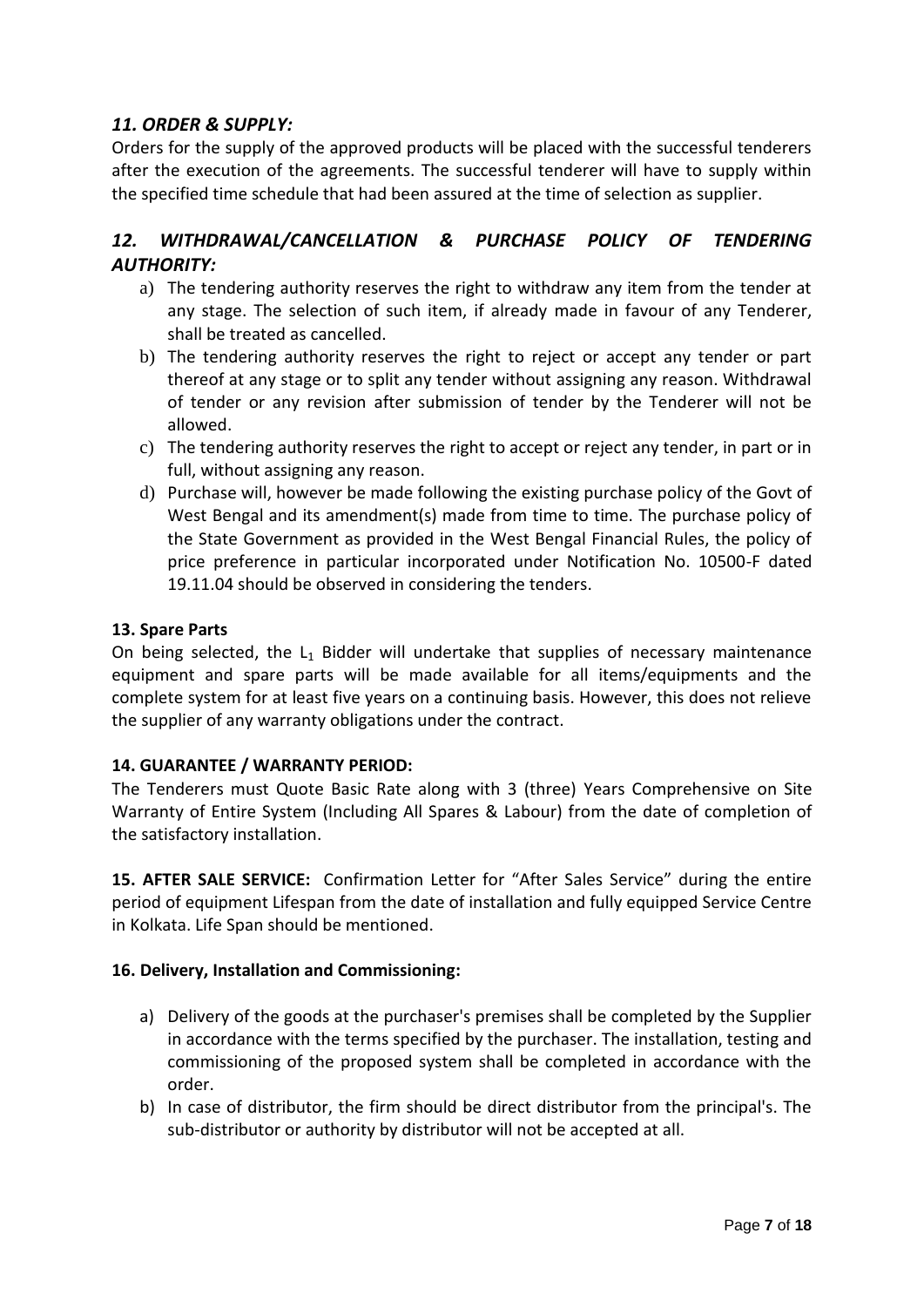### *11. ORDER & SUPPLY:*

Orders for the supply of the approved products will be placed with the successful tenderers after the execution of the agreements. The successful tenderer will have to supply within the specified time schedule that had been assured at the time of selection as supplier.

### *12. WITHDRAWAL/CANCELLATION & PURCHASE POLICY OF TENDERING AUTHORITY:*

a) The tendering authority reserves the right to withdraw any item from the tender at any stage. The selection of such item, if already made in favour of any Tenderer, shall be treated as cancelled.
b) The tendering authority reserves the right to reject or accept any tender or part thereof at any stage or to split any tender without assigning any reason. Withdrawal of tender or any revision after submission of tender by the Tenderer will not be allowed.
c) The tendering authority reserves the right to accept or reject any tender, in part or in full, without assigning any reason.
d) Purchase will, however be made following the existing purchase policy of the Govt of West Bengal and its amendment(s) made from time to time. The purchase policy of the State Government as provided in the West Bengal Financial Rules, the policy of price preference in particular incorporated under Notification No. 10500-F dated 19.11.04 should be observed in considering the tenders.

**13. Spare Parts**

On being selected, the $L_1$ Bidder will undertake that supplies of necessary maintenance equipment and spare parts will be made available for all items/equipments and the complete system for at least five years on a continuing basis. However, this does not relieve the supplier of any warranty obligations under the contract.

**14. GUARANTEE / WARRANTY PERIOD:**

The Tenderers must Quote Basic Rate along with 3 (three) Years Comprehensive on Site Warranty of Entire System (Including All Spares & Labour) from the date of completion of the satisfactory installation.

**15. AFTER SALE SERVICE:** Confirmation Letter for "After Sales Service" during the entire period of equipment Lifespan from the date of installation and fully equipped Service Centre in Kolkata. Life Span should be mentioned.

**16. Delivery, Installation and Commissioning:**

a) Delivery of the goods at the purchaser's premises shall be completed by the Supplier in accordance with the terms specified by the purchaser. The installation, testing and commissioning of the proposed system shall be completed in accordance with the order.
b) In case of distributor, the firm should be direct distributor from the principal's. The sub-distributor or authority by distributor will not be accepted at all.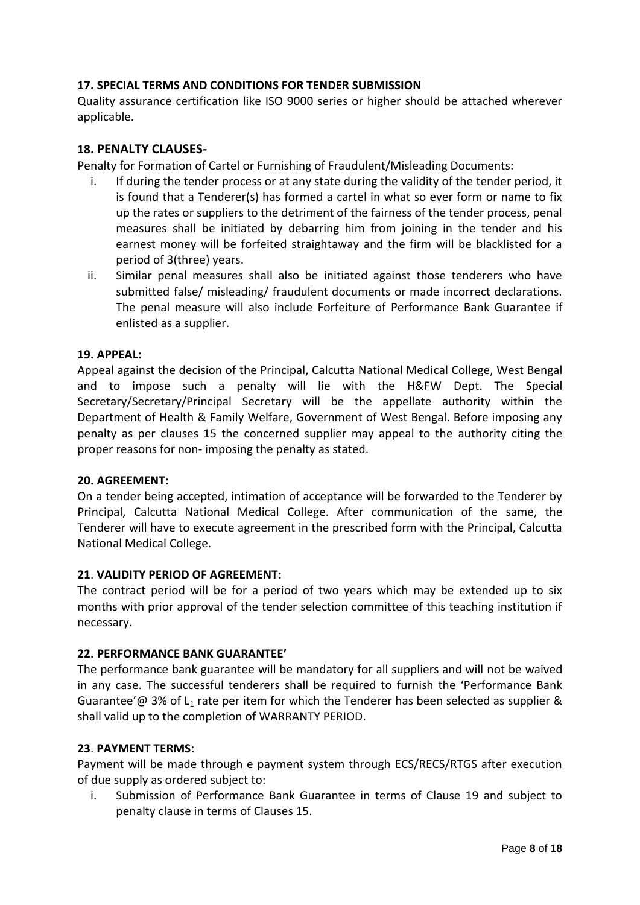### 17. SPECIAL TERMS AND CONDITIONS FOR TENDER SUBMISSION

Quality assurance certification like ISO 9000 series or higher should be attached wherever applicable.

### 18. PENALTY CLAUSES-

Penalty for Formation of Cartel or Furnishing of Fraudulent/Misleading Documents:

i. If during the tender process or at any state during the validity of the tender period, it is found that a Tenderer(s) has formed a cartel in what so ever form or name to fix up the rates or suppliers to the detriment of the fairness of the tender process, penal measures shall be initiated by debarring him from joining in the tender and his earnest money will be forfeited straightaway and the firm will be blacklisted for a period of 3(three) years.

ii. Similar penal measures shall also be initiated against those tenderers who have submitted false/ misleading/ fraudulent documents or made incorrect declarations. The penal measure will also include Forfeiture of Performance Bank Guarantee if enlisted as a supplier.

### 19. APPEAL:

Appeal against the decision of the Principal, Calcutta National Medical College, West Bengal and to impose such a penalty will lie with the H&FW Dept. The Special Secretary/Secretary/Principal Secretary will be the appellate authority within the Department of Health & Family Welfare, Government of West Bengal. Before imposing any penalty as per clauses 15 the concerned supplier may appeal to the authority citing the proper reasons for non- imposing the penalty as stated.

### 20. AGREEMENT:

On a tender being accepted, intimation of acceptance will be forwarded to the Tenderer by Principal, Calcutta National Medical College. After communication of the same, the Tenderer will have to execute agreement in the prescribed form with the Principal, Calcutta National Medical College.

### 21. VALIDITY PERIOD OF AGREEMENT:

The contract period will be for a period of two years which may be extended up to six months with prior approval of the tender selection committee of this teaching institution if necessary.

### 22. PERFORMANCE BANK GUARANTEE'

The performance bank guarantee will be mandatory for all suppliers and will not be waived in any case. The successful tenderers shall be required to furnish the 'Performance Bank Guarantee'@ 3% of $L_1$ rate per item for which the Tenderer has been selected as supplier & shall valid up to the completion of WARRANTY PERIOD.

### 23. PAYMENT TERMS:

Payment will be made through e payment system through ECS/RECS/RTGS after execution of due supply as ordered subject to:

i. Submission of Performance Bank Guarantee in terms of Clause 19 and subject to penalty clause in terms of Clauses 15.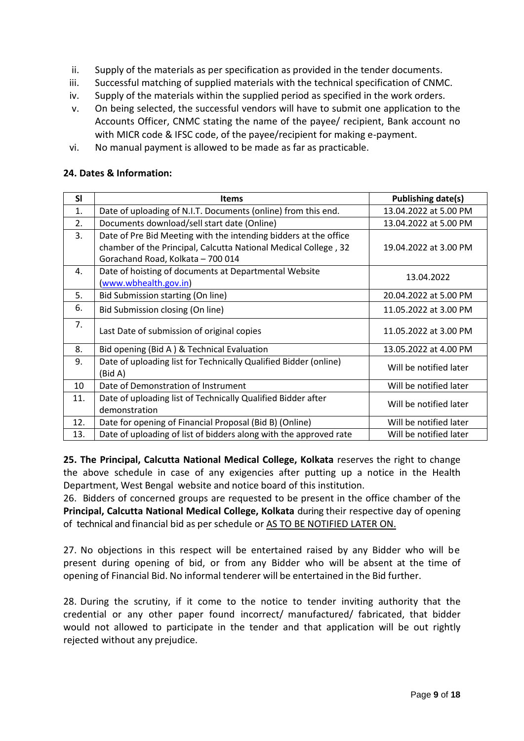ii. Supply of the materials as per specification as provided in the tender documents.
iii. Successful matching of supplied materials with the technical specification of CNMC.
iv. Supply of the materials within the supplied period as specified in the work orders.
v. On being selected, the successful vendors will have to submit one application to the Accounts Officer, CNMC stating the name of the payee/ recipient, Bank account no with MICR code & IFSC code, of the payee/recipient for making e-payment.
vi. No manual payment is allowed to be made as far as practicable.

**24. Dates & Information:**

| Sl | Items | Publishing date(s) |
|---|---|---|
| 1. | Date of uploading of N.I.T. Documents (online) from this end. | 13.04.2022 at 5.00 PM |
| 2. | Documents download/sell start date (Online) | 13.04.2022 at 5.00 PM |
| 3. | Date of Pre Bid Meeting with the intending bidders at the office chamber of the Principal, Calcutta National Medical College , 32 Gorachand Road, Kolkata – 700 014 | 19.04.2022 at 3.00 PM |
| 4. | Date of hoisting of documents at Departmental Website (www.wbhealth.gov.in) | 13.04.2022 |
| 5. | Bid Submission starting (On line) | 20.04.2022 at 5.00 PM |
| 6. | Bid Submission closing (On line) | 11.05.2022 at 3.00 PM |
| 7. | Last Date of submission of original copies | 11.05.2022 at 3.00 PM |
| 8. | Bid opening (Bid A ) & Technical Evaluation | 13.05.2022 at 4.00 PM |
| 9. | Date of uploading list for Technically Qualified Bidder (online) (Bid A) | Will be notified later |
| 10 | Date of Demonstration of Instrument | Will be notified later |
| 11. | Date of uploading list of Technically Qualified Bidder after demonstration | Will be notified later |
| 12. | Date for opening of Financial Proposal (Bid B) (Online) | Will be notified later |
| 13. | Date of uploading of list of bidders along with the approved rate | Will be notified later |

**25. The Principal, Calcutta National Medical College, Kolkata** reserves the right to change the above schedule in case of any exigencies after putting up a notice in the Health Department, West Bengal website and notice board of this institution.

26. Bidders of concerned groups are requested to be present in the office chamber of the **Principal, Calcutta National Medical College, Kolkata** during their respective day of opening of technical and financial bid as per schedule or AS TO BE NOTIFIED LATER ON.

27. No objections in this respect will be entertained raised by any Bidder who will be present during opening of bid, or from any Bidder who will be absent at the time of opening of Financial Bid. No informal tenderer will be entertained in the Bid further.

28. During the scrutiny, if it come to the notice to tender inviting authority that the credential or any other paper found incorrect/ manufactured/ fabricated, that bidder would not allowed to participate in the tender and that application will be out rightly rejected without any prejudice.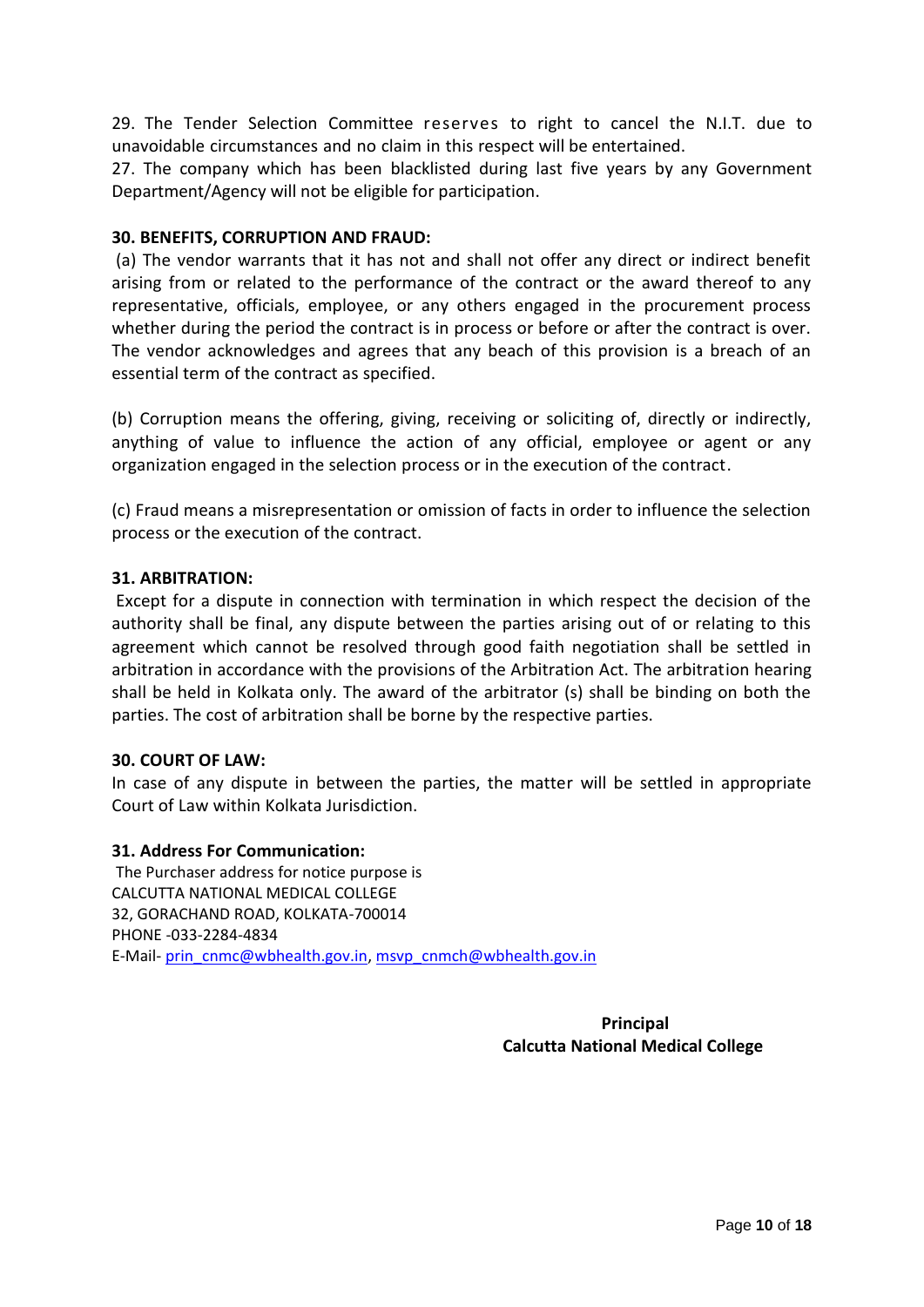29. The Tender Selection Committee reserves to right to cancel the N.I.T. due to unavoidable circumstances and no claim in this respect will be entertained.

27. The company which has been blacklisted during last five years by any Government Department/Agency will not be eligible for participation.

**30. BENEFITS, CORRUPTION AND FRAUD:**

(a) The vendor warrants that it has not and shall not offer any direct or indirect benefit arising from or related to the performance of the contract or the award thereof to any representative, officials, employee, or any others engaged in the procurement process whether during the period the contract is in process or before or after the contract is over. The vendor acknowledges and agrees that any beach of this provision is a breach of an essential term of the contract as specified.

(b) Corruption means the offering, giving, receiving or soliciting of, directly or indirectly, anything of value to influence the action of any official, employee or agent or any organization engaged in the selection process or in the execution of the contract.

(c) Fraud means a misrepresentation or omission of facts in order to influence the selection process or the execution of the contract.

**31. ARBITRATION:**

Except for a dispute in connection with termination in which respect the decision of the authority shall be final, any dispute between the parties arising out of or relating to this agreement which cannot be resolved through good faith negotiation shall be settled in arbitration in accordance with the provisions of the Arbitration Act. The arbitration hearing shall be held in Kolkata only. The award of the arbitrator (s) shall be binding on both the parties. The cost of arbitration shall be borne by the respective parties.

**30. COURT OF LAW:**

In case of any dispute in between the parties, the matter will be settled in appropriate Court of Law within Kolkata Jurisdiction.

**31. Address For Communication:**

The Purchaser address for notice purpose is
CALCUTTA NATIONAL MEDICAL COLLEGE
32, GORACHAND ROAD, KOLKATA-700014
PHONE -033-2284-4834
E-Mail- prin_cnmc@wbhealth.gov.in, msvp_cnmch@wbhealth.gov.in

**Principal**
**Calcutta National Medical College**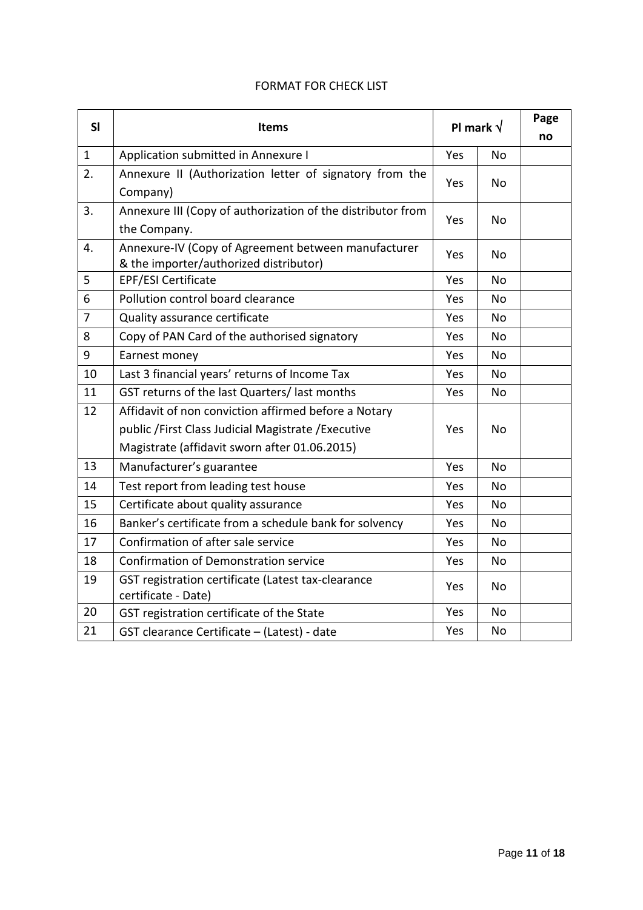FORMAT FOR CHECK LIST

| Sl | Items | Pl mark √ | | Page no |
|---|---|---|---|---|
| 1 | Application submitted in Annexure I | Yes | No | |
| 2. | Annexure II (Authorization letter of signatory from the Company) | Yes | No | |
| 3. | Annexure III (Copy of authorization of the distributor from the Company. | Yes | No | |
| 4. | Annexure-IV (Copy of Agreement between manufacturer & the importer/authorized distributor) | Yes | No | |
| 5 | EPF/ESI Certificate | Yes | No | |
| 6 | Pollution control board clearance | Yes | No | |
| 7 | Quality assurance certificate | Yes | No | |
| 8 | Copy of PAN Card of the authorised signatory | Yes | No | |
| 9 | Earnest money | Yes | No | |
| 10 | Last 3 financial years' returns of Income Tax | Yes | No | |
| 11 | GST returns of the last Quarters/ last months | Yes | No | |
| 12 | Affidavit of non conviction affirmed before a Notary public /First Class Judicial Magistrate /Executive Magistrate (affidavit sworn after 01.06.2015) | Yes | No | |
| 13 | Manufacturer's guarantee | Yes | No | |
| 14 | Test report from leading test house | Yes | No | |
| 15 | Certificate about quality assurance | Yes | No | |
| 16 | Banker's certificate from a schedule bank for solvency | Yes | No | |
| 17 | Confirmation of after sale service | Yes | No | |
| 18 | Confirmation of Demonstration service | Yes | No | |
| 19 | GST registration certificate (Latest tax-clearance certificate - Date) | Yes | No | |
| 20 | GST registration certificate of the State | Yes | No | |
| 21 | GST clearance Certificate – (Latest) - date | Yes | No | |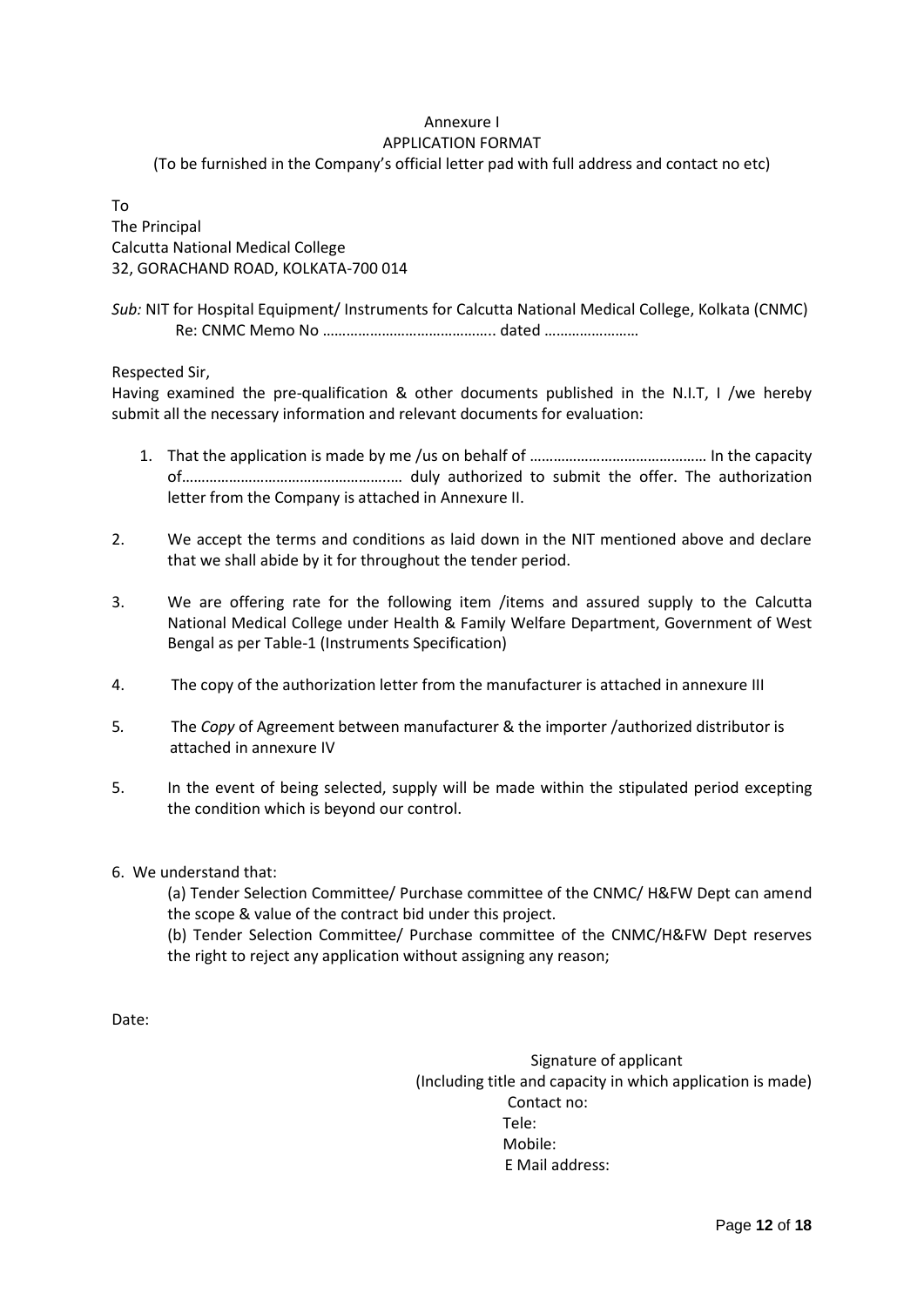Annexure I

APPLICATION FORMAT

(To be furnished in the Company's official letter pad with full address and contact no etc)

To

The Principal

Calcutta National Medical College

32, GORACHAND ROAD, KOLKATA-700 014

*Sub:* NIT for Hospital Equipment/ Instruments for Calcutta National Medical College, Kolkata (CNMC)

Re: CNMC Memo No …………………………………….. dated ……………………

Respected Sir,

Having examined the pre-qualification & other documents published in the N.I.T, I /we hereby submit all the necessary information and relevant documents for evaluation:

1. That the application is made by me /us on behalf of ……………………………………… In the capacity of……………………………………………..… duly authorized to submit the offer. The authorization letter from the Company is attached in Annexure II.

2. We accept the terms and conditions as laid down in the NIT mentioned above and declare that we shall abide by it for throughout the tender period.

3. We are offering rate for the following item /items and assured supply to the Calcutta National Medical College under Health & Family Welfare Department, Government of West Bengal as per Table-1 (Instruments Specification)

4. The copy of the authorization letter from the manufacturer is attached in annexure III

5. The *Copy* of Agreement between manufacturer & the importer /authorized distributor is attached in annexure IV

5. In the event of being selected, supply will be made within the stipulated period excepting the condition which is beyond our control.

6. We understand that:

   (a) Tender Selection Committee/ Purchase committee of the CNMC/ H&FW Dept can amend the scope & value of the contract bid under this project.

   (b) Tender Selection Committee/ Purchase committee of the CNMC/H&FW Dept reserves the right to reject any application without assigning any reason;

Date:

Signature of applicant

(Including title and capacity in which application is made)

Contact no:

Tele:

Mobile:

E Mail address: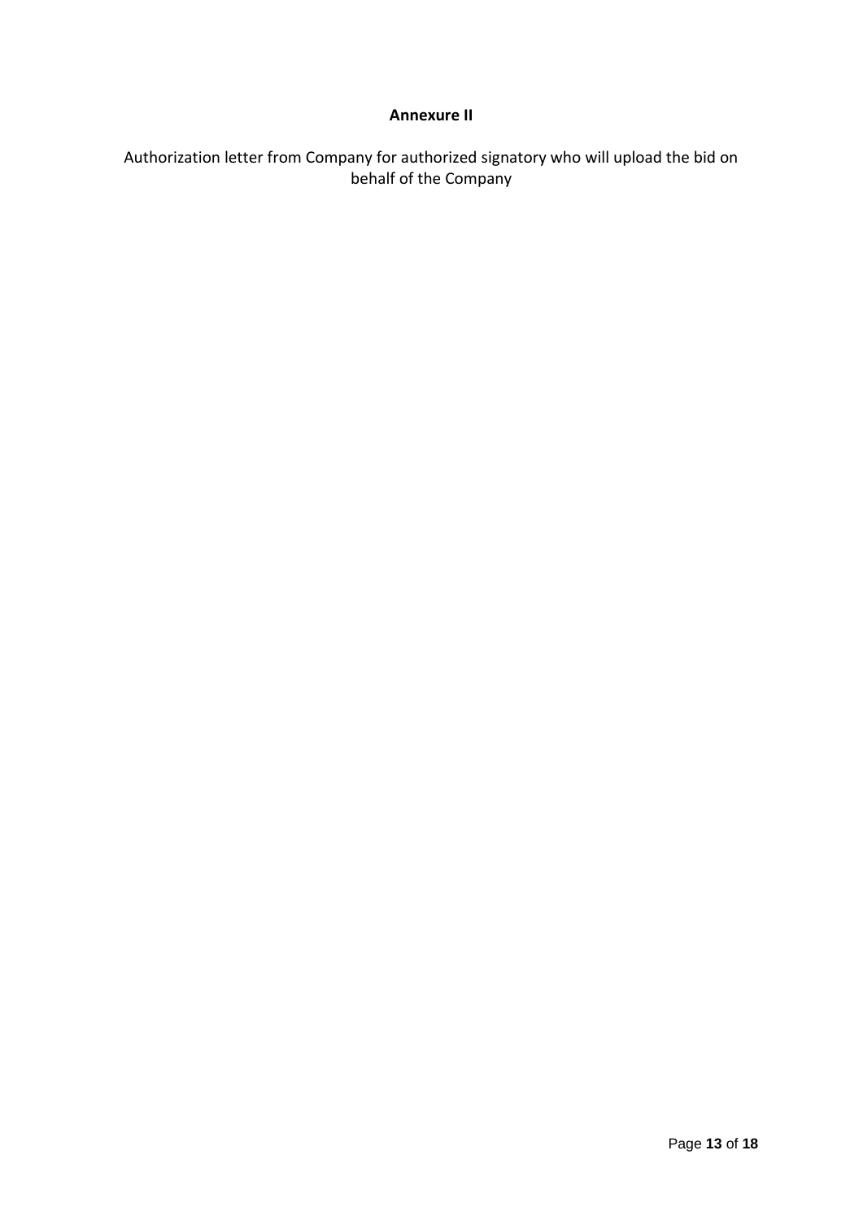# Annexure II

Authorization letter from Company for authorized signatory who will upload the bid on behalf of the Company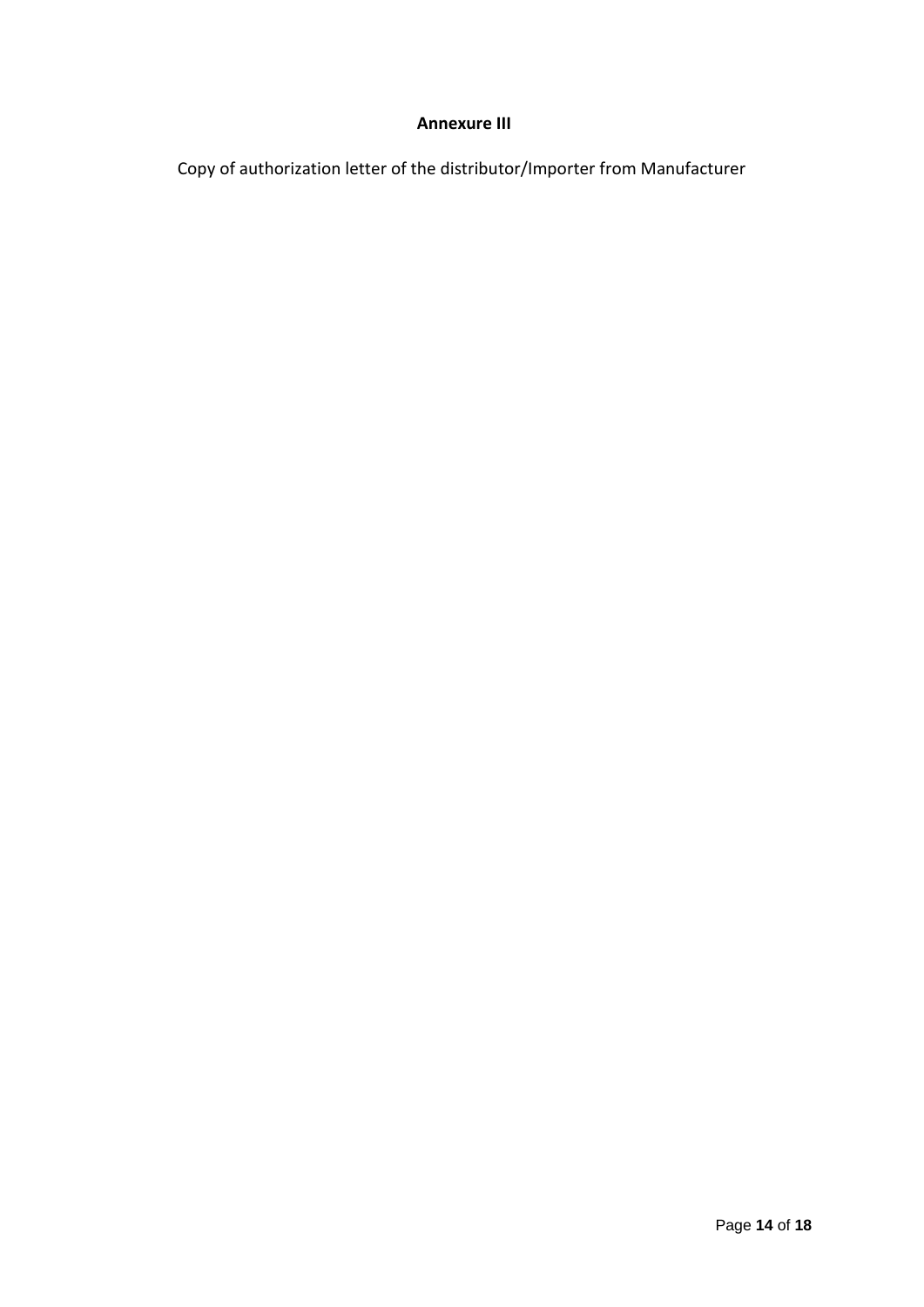**Annexure III**

Copy of authorization letter of the distributor/Importer from Manufacturer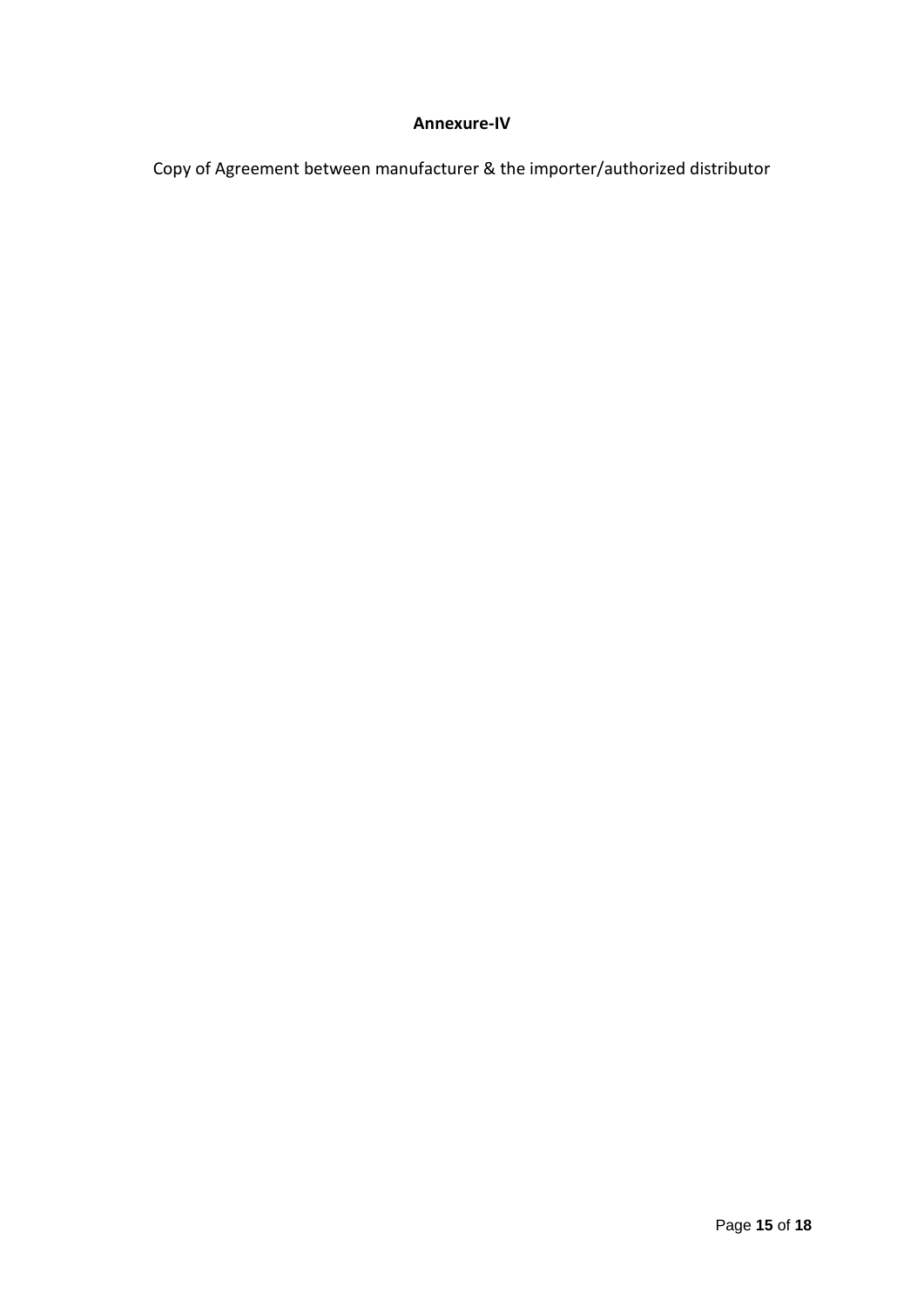**Annexure-IV**

Copy of Agreement between manufacturer & the importer/authorized distributor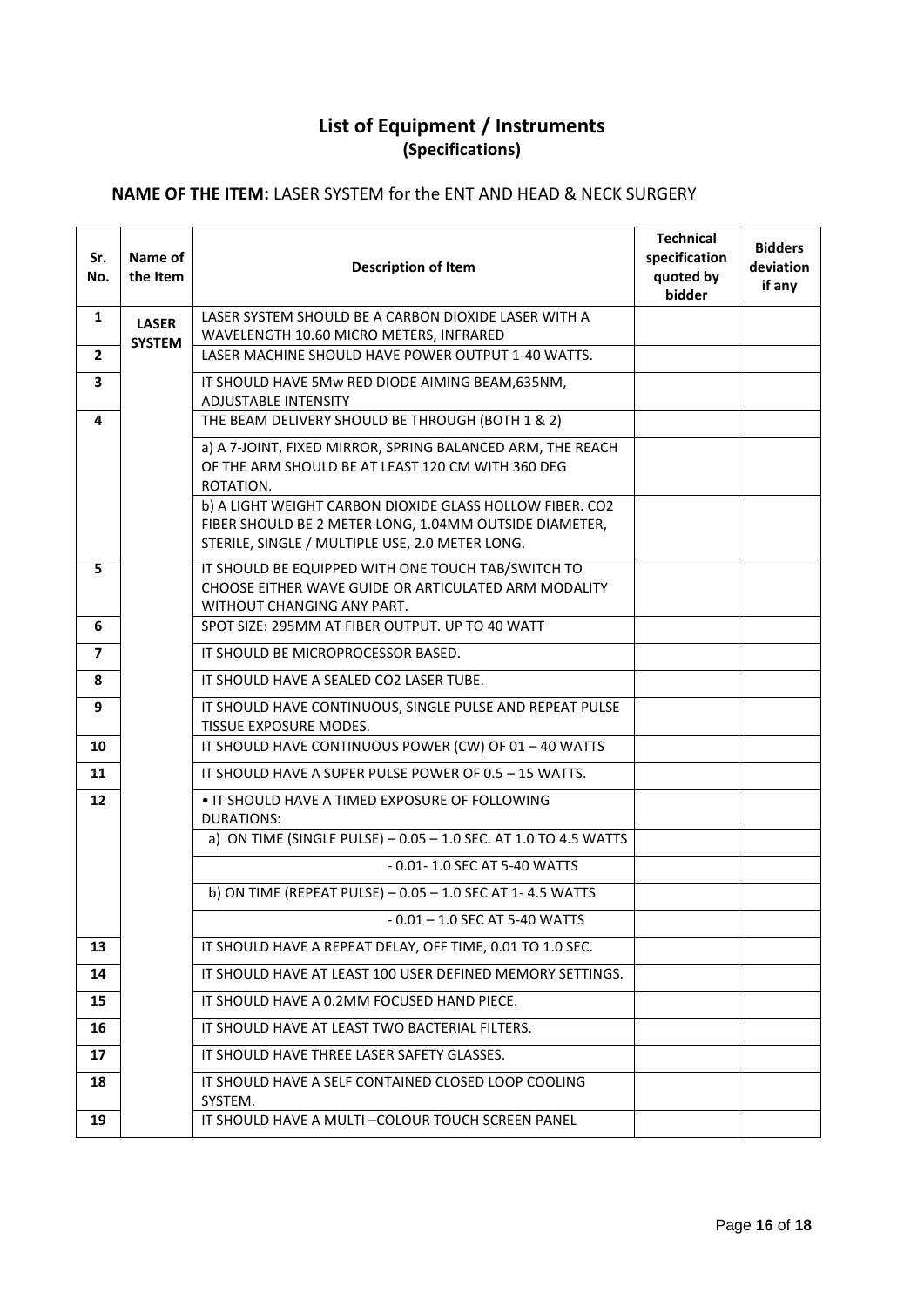# List of Equipment / Instruments

## (Specifications)

**NAME OF THE ITEM:** LASER SYSTEM for the ENT AND HEAD & NECK SURGERY

| Sr. No. | Name of the Item | Description of Item | Technical specification quoted by bidder | Bidders deviation if any |
|---|---|---|---|---|
| 1 | LASER SYSTEM | LASER SYSTEM SHOULD BE A CARBON DIOXIDE LASER WITH A WAVELENGTH 10.60 MICRO METERS, INFRARED | | |
| 2 | | LASER MACHINE SHOULD HAVE POWER OUTPUT 1-40 WATTS. | | |
| 3 | | IT SHOULD HAVE 5Mw RED DIODE AIMING BEAM,635NM, ADJUSTABLE INTENSITY | | |
| 4 | | THE BEAM DELIVERY SHOULD BE THROUGH (BOTH 1 & 2) | | |
| | | a) A 7-JOINT, FIXED MIRROR, SPRING BALANCED ARM, THE REACH OF THE ARM SHOULD BE AT LEAST 120 CM WITH 360 DEG ROTATION. | | |
| | | b) A LIGHT WEIGHT CARBON DIOXIDE GLASS HOLLOW FIBER. CO2 FIBER SHOULD BE 2 METER LONG, 1.04MM OUTSIDE DIAMETER, STERILE, SINGLE / MULTIPLE USE, 2.0 METER LONG. | | |
| 5 | | IT SHOULD BE EQUIPPED WITH ONE TOUCH TAB/SWITCH TO CHOOSE EITHER WAVE GUIDE OR ARTICULATED ARM MODALITY WITHOUT CHANGING ANY PART. | | |
| 6 | | SPOT SIZE: 295MM AT FIBER OUTPUT. UP TO 40 WATT | | |
| 7 | | IT SHOULD BE MICROPROCESSOR BASED. | | |
| 8 | | IT SHOULD HAVE A SEALED CO2 LASER TUBE. | | |
| 9 | | IT SHOULD HAVE CONTINUOUS, SINGLE PULSE AND REPEAT PULSE TISSUE EXPOSURE MODES. | | |
| 10 | | IT SHOULD HAVE CONTINUOUS POWER (CW) OF 01 – 40 WATTS | | |
| 11 | | IT SHOULD HAVE A SUPER PULSE POWER OF 0.5 – 15 WATTS. | | |
| 12 | | • IT SHOULD HAVE A TIMED EXPOSURE OF FOLLOWING DURATIONS: | | |
| | | a) ON TIME (SINGLE PULSE) – 0.05 – 1.0 SEC. AT 1.0 TO 4.5 WATTS | | |
| | | - 0.01- 1.0 SEC AT 5-40 WATTS | | |
| | | b) ON TIME (REPEAT PULSE) – 0.05 – 1.0 SEC AT 1- 4.5 WATTS | | |
| | | - 0.01 – 1.0 SEC AT 5-40 WATTS | | |
| 13 | | IT SHOULD HAVE A REPEAT DELAY, OFF TIME, 0.01 TO 1.0 SEC. | | |
| 14 | | IT SHOULD HAVE AT LEAST 100 USER DEFINED MEMORY SETTINGS. | | |
| 15 | | IT SHOULD HAVE A 0.2MM FOCUSED HAND PIECE. | | |
| 16 | | IT SHOULD HAVE AT LEAST TWO BACTERIAL FILTERS. | | |
| 17 | | IT SHOULD HAVE THREE LASER SAFETY GLASSES. | | |
| 18 | | IT SHOULD HAVE A SELF CONTAINED CLOSED LOOP COOLING SYSTEM. | | |
| 19 | | IT SHOULD HAVE A MULTI –COLOUR TOUCH SCREEN PANEL | | |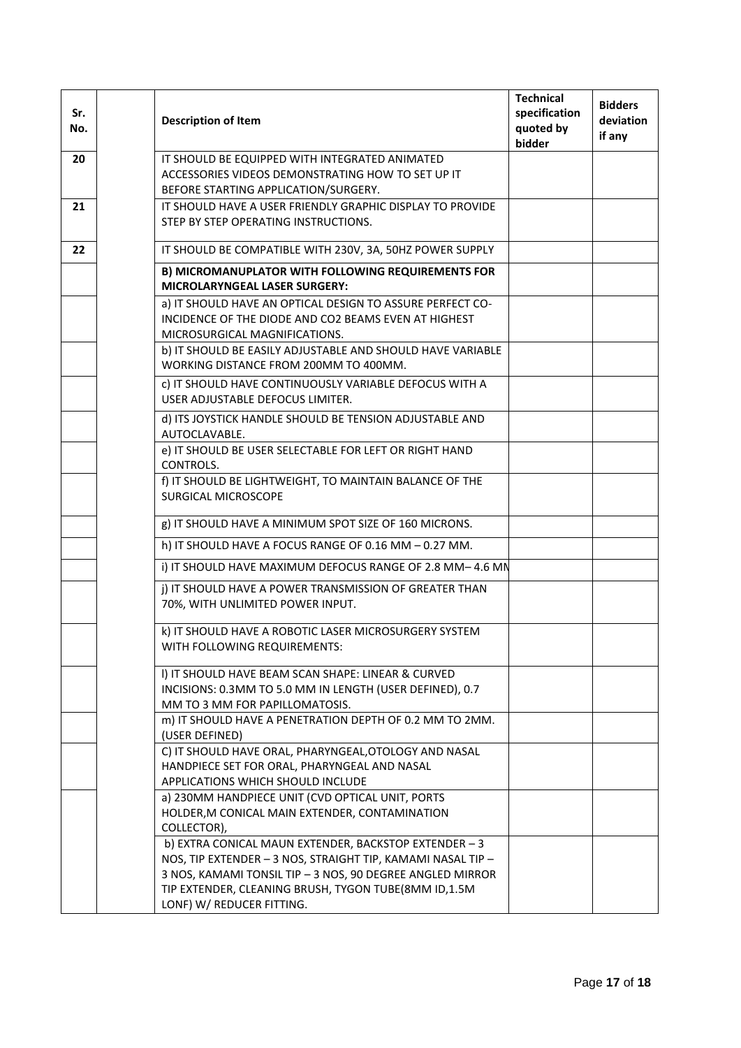| Sr. No. | | Description of Item | Technical specification quoted by bidder | Bidders deviation if any |
|---|---|---|---|---|
| 20 | | IT SHOULD BE EQUIPPED WITH INTEGRATED ANIMATED ACCESSORIES VIDEOS DEMONSTRATING HOW TO SET UP IT BEFORE STARTING APPLICATION/SURGERY. | | |
| 21 | | IT SHOULD HAVE A USER FRIENDLY GRAPHIC DISPLAY TO PROVIDE STEP BY STEP OPERATING INSTRUCTIONS. | | |
| 22 | | IT SHOULD BE COMPATIBLE WITH 230V, 3A, 50HZ POWER SUPPLY | | |
| | | **B) MICROMANUPLATOR WITH FOLLOWING REQUIREMENTS FOR MICROLARYNGEAL LASER SURGERY:** | | |
| | | a) IT SHOULD HAVE AN OPTICAL DESIGN TO ASSURE PERFECT CO-INCIDENCE OF THE DIODE AND CO2 BEAMS EVEN AT HIGHEST MICROSURGICAL MAGNIFICATIONS. | | |
| | | b) IT SHOULD BE EASILY ADJUSTABLE AND SHOULD HAVE VARIABLE WORKING DISTANCE FROM 200MM TO 400MM. | | |
| | | c) IT SHOULD HAVE CONTINUOUSLY VARIABLE DEFOCUS WITH A USER ADJUSTABLE DEFOCUS LIMITER. | | |
| | | d) ITS JOYSTICK HANDLE SHOULD BE TENSION ADJUSTABLE AND AUTOCLAVABLE. | | |
| | | e) IT SHOULD BE USER SELECTABLE FOR LEFT OR RIGHT HAND CONTROLS. | | |
| | | f) IT SHOULD BE LIGHTWEIGHT, TO MAINTAIN BALANCE OF THE SURGICAL MICROSCOPE | | |
| | | g) IT SHOULD HAVE A MINIMUM SPOT SIZE OF 160 MICRONS. | | |
| | | h) IT SHOULD HAVE A FOCUS RANGE OF 0.16 MM – 0.27 MM. | | |
| | | i) IT SHOULD HAVE MAXIMUM DEFOCUS RANGE OF 2.8 MM– 4.6 MM | | |
| | | j) IT SHOULD HAVE A POWER TRANSMISSION OF GREATER THAN 70%, WITH UNLIMITED POWER INPUT. | | |
| | | k) IT SHOULD HAVE A ROBOTIC LASER MICROSURGERY SYSTEM WITH FOLLOWING REQUIREMENTS: | | |
| | | l) IT SHOULD HAVE BEAM SCAN SHAPE: LINEAR & CURVED INCISIONS: 0.3MM TO 5.0 MM IN LENGTH (USER DEFINED), 0.7 MM TO 3 MM FOR PAPILLOMATOSIS. | | |
| | | m) IT SHOULD HAVE A PENETRATION DEPTH OF 0.2 MM TO 2MM. (USER DEFINED) | | |
| | | C) IT SHOULD HAVE ORAL, PHARYNGEAL,OTOLOGY AND NASAL HANDPIECE SET FOR ORAL, PHARYNGEAL AND NASAL APPLICATIONS WHICH SHOULD INCLUDE | | |
| | | a) 230MM HANDPIECE UNIT (CVD OPTICAL UNIT, PORTS HOLDER,M CONICAL MAIN EXTENDER, CONTAMINATION COLLECTOR), | | |
| | | b) EXTRA CONICAL MAUN EXTENDER, BACKSTOP EXTENDER – 3 NOS, TIP EXTENDER – 3 NOS, STRAIGHT TIP, KAMAMI NASAL TIP – 3 NOS, KAMAMI TONSIL TIP – 3 NOS, 90 DEGREE ANGLED MIRROR TIP EXTENDER, CLEANING BRUSH, TYGON TUBE(8MM ID,1.5M LONF) W/ REDUCER FITTING. | | |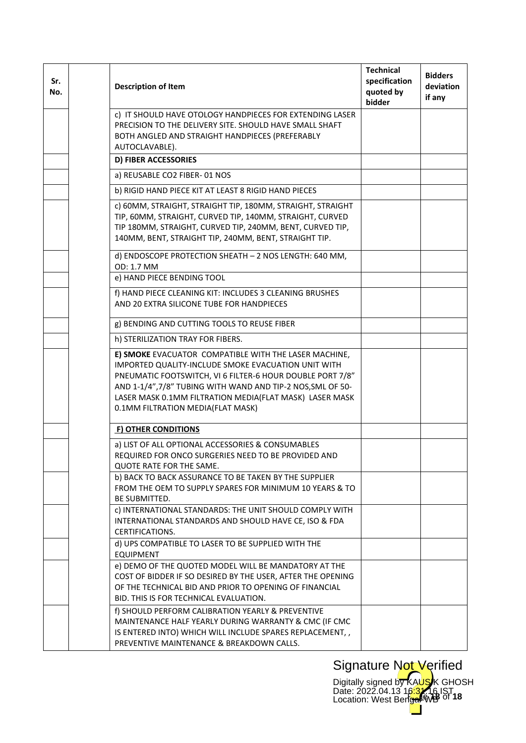| Sr. No. | | Description of Item | Technical specification quoted by bidder | Bidders deviation if any |
|---|---|---|---|---|
| | | c) IT SHOULD HAVE OTOLOGY HANDPIECES FOR EXTENDING LASER PRECISION TO THE DELIVERY SITE. SHOULD HAVE SMALL SHAFT BOTH ANGLED AND STRAIGHT HANDPIECES (PREFERABLY AUTOCLAVABLE). | | |
| | | **D) FIBER ACCESSORIES** | | |
| | | a) REUSABLE CO2 FIBER- 01 NOS | | |
| | | b) RIGID HAND PIECE KIT AT LEAST 8 RIGID HAND PIECES | | |
| | | c) 60MM, STRAIGHT, STRAIGHT TIP, 180MM, STRAIGHT, STRAIGHT TIP, 60MM, STRAIGHT, CURVED TIP, 140MM, STRAIGHT, CURVED TIP 180MM, STRAIGHT, CURVED TIP, 240MM, BENT, CURVED TIP, 140MM, BENT, STRAIGHT TIP, 240MM, BENT, STRAIGHT TIP. | | |
| | | d) ENDOSCOPE PROTECTION SHEATH – 2 NOS LENGTH: 640 MM, OD: 1.7 MM | | |
| | | e) HAND PIECE BENDING TOOL | | |
| | | f) HAND PIECE CLEANING KIT: INCLUDES 3 CLEANING BRUSHES AND 20 EXTRA SILICONE TUBE FOR HANDPIECES | | |
| | | g) BENDING AND CUTTING TOOLS TO REUSE FIBER | | |
| | | h) STERILIZATION TRAY FOR FIBERS. | | |
| | | **E) SMOKE** EVACUATOR COMPATIBLE WITH THE LASER MACHINE, IMPORTED QUALITY-INCLUDE SMOKE EVACUATION UNIT WITH PNEUMATIC FOOTSWITCH, VI 6 FILTER-6 HOUR DOUBLE PORT 7/8" AND 1-1/4",7/8" TUBING WITH WAND AND TIP-2 NOS,SML OF 50-LASER MASK 0.1MM FILTRATION MEDIA(FLAT MASK) LASER MASK 0.1MM FILTRATION MEDIA(FLAT MASK) | | |
| | | **F) OTHER CONDITIONS** | | |
| | | a) LIST OF ALL OPTIONAL ACCESSORIES & CONSUMABLES REQUIRED FOR ONCO SURGERIES NEED TO BE PROVIDED AND QUOTE RATE FOR THE SAME. | | |
| | | b) BACK TO BACK ASSURANCE TO BE TAKEN BY THE SUPPLIER FROM THE OEM TO SUPPLY SPARES FOR MINIMUM 10 YEARS & TO BE SUBMITTED. | | |
| | | c) INTERNATIONAL STANDARDS: THE UNIT SHOULD COMPLY WITH INTERNATIONAL STANDARDS AND SHOULD HAVE CE, ISO & FDA CERTIFICATIONS. | | |
| | | d) UPS COMPATIBLE TO LASER TO BE SUPPLIED WITH THE EQUIPMENT | | |
| | | e) DEMO OF THE QUOTED MODEL WILL BE MANDATORY AT THE COST OF BIDDER IF SO DESIRED BY THE USER, AFTER THE OPENING OF THE TECHNICAL BID AND PRIOR TO OPENING OF FINANCIAL BID. THIS IS FOR TECHNICAL EVALUATION. | | |
| | | f) SHOULD PERFORM CALIBRATION YEARLY & PREVENTIVE MAINTENANCE HALF YEARLY DURING WARRANTY & CMC (IF CMC IS ENTERED INTO) WHICH WILL INCLUDE SPARES REPLACEMENT, , PREVENTIVE MAINTENANCE & BREAKDOWN CALLS. | | |

Signature Not Verified

Digitally signed by KAUSIK GHOSH
Date: 2022.04.13 16:31:16 IST
Location: West Bengal-WB